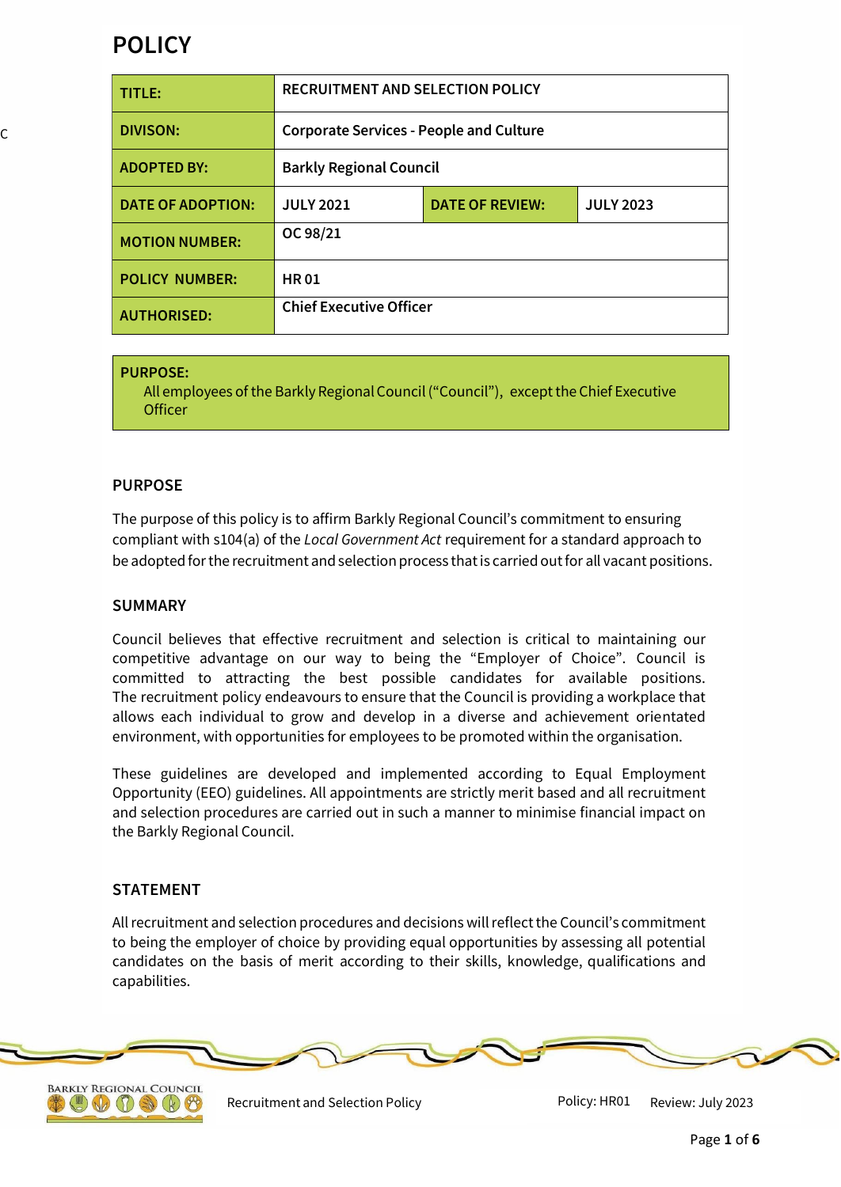# POLICY

| TITLE: | RECRUITMENT AND SELECTION POLICY | | |
|---|---|---|---|
| DIVISON: | Corporate Services - People and Culture | | |
| ADOPTED BY: | Barkly Regional Council | | |
| DATE OF ADOPTION: | JULY 2021 | DATE OF REVIEW: | JULY 2023 |
| MOTION NUMBER: | OC 98/21 | | |
| POLICY NUMBER: | HR 01 | | |
| AUTHORISED: | Chief Executive Officer | | |

**PURPOSE:**
All employees of the Barkly Regional Council ("Council"), except the Chief Executive Officer

## PURPOSE

The purpose of this policy is to affirm Barkly Regional Council's commitment to ensuring compliant with s104(a) of the *Local Government Act* requirement for a standard approach to be adopted for the recruitment and selection process that is carried out for all vacant positions.

## SUMMARY

Council believes that effective recruitment and selection is critical to maintaining our competitive advantage on our way to being the "Employer of Choice". Council is committed to attracting the best possible candidates for available positions. The recruitment policy endeavours to ensure that the Council is providing a workplace that allows each individual to grow and develop in a diverse and achievement orientated environment, with opportunities for employees to be promoted within the organisation.

These guidelines are developed and implemented according to Equal Employment Opportunity (EEO) guidelines. All appointments are strictly merit based and all recruitment and selection procedures are carried out in such a manner to minimise financial impact on the Barkly Regional Council.

## STATEMENT

All recruitment and selection procedures and decisions will reflect the Council's commitment to being the employer of choice by providing equal opportunities by assessing all potential candidates on the basis of merit according to their skills, knowledge, qualifications and capabilities.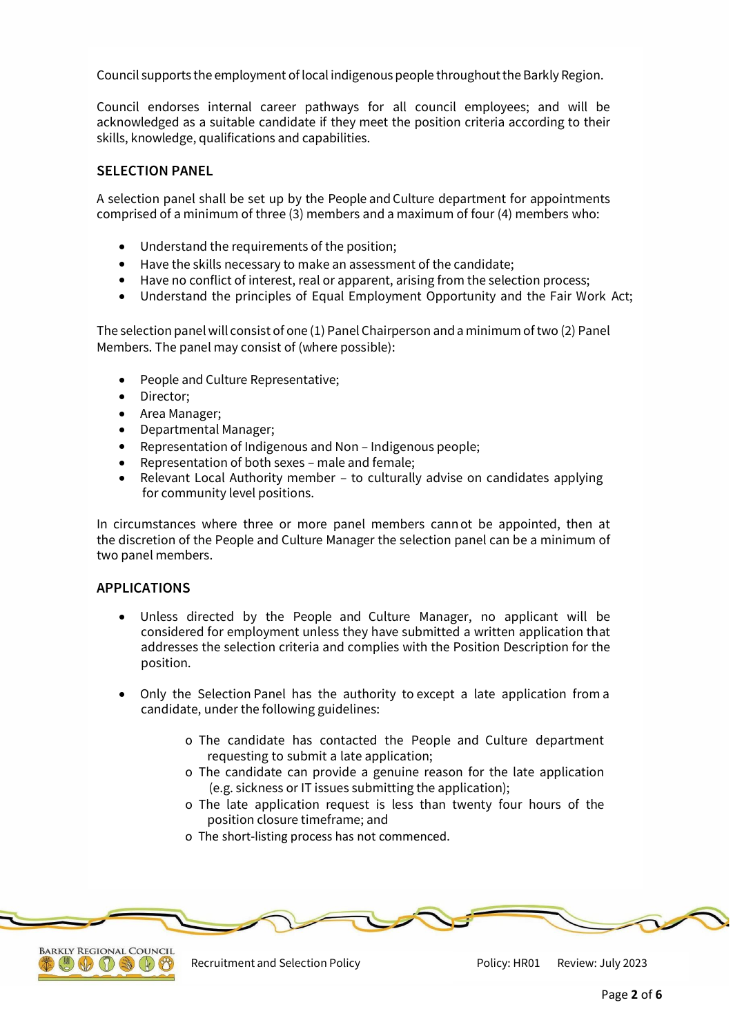Council supports the employment of local indigenous people throughout the Barkly Region.

Council endorses internal career pathways for all council employees; and will be acknowledged as a suitable candidate if they meet the position criteria according to their skills, knowledge, qualifications and capabilities.

## SELECTION PANEL

A selection panel shall be set up by the People and Culture department for appointments comprised of a minimum of three (3) members and a maximum of four (4) members who:

- Understand the requirements of the position;
- Have the skills necessary to make an assessment of the candidate;
- Have no conflict of interest, real or apparent, arising from the selection process;
- Understand the principles of Equal Employment Opportunity and the Fair Work Act;

The selection panel will consist of one (1) Panel Chairperson and a minimum of two (2) Panel Members. The panel may consist of (where possible):

- People and Culture Representative;
- Director;
- Area Manager;
- Departmental Manager;
- Representation of Indigenous and Non – Indigenous people;
- Representation of both sexes – male and female;
- Relevant Local Authority member – to culturally advise on candidates applying for community level positions.

In circumstances where three or more panel members cannot be appointed, then at the discretion of the People and Culture Manager the selection panel can be a minimum of two panel members.

## APPLICATIONS

- Unless directed by the People and Culture Manager, no applicant will be considered for employment unless they have submitted a written application that addresses the selection criteria and complies with the Position Description for the position.

- Only the Selection Panel has the authority to except a late application from a candidate, under the following guidelines:

  - The candidate has contacted the People and Culture department requesting to submit a late application;
  - The candidate can provide a genuine reason for the late application (e.g. sickness or IT issues submitting the application);
  - The late application request is less than twenty four hours of the position closure timeframe; and
  - The short-listing process has not commenced.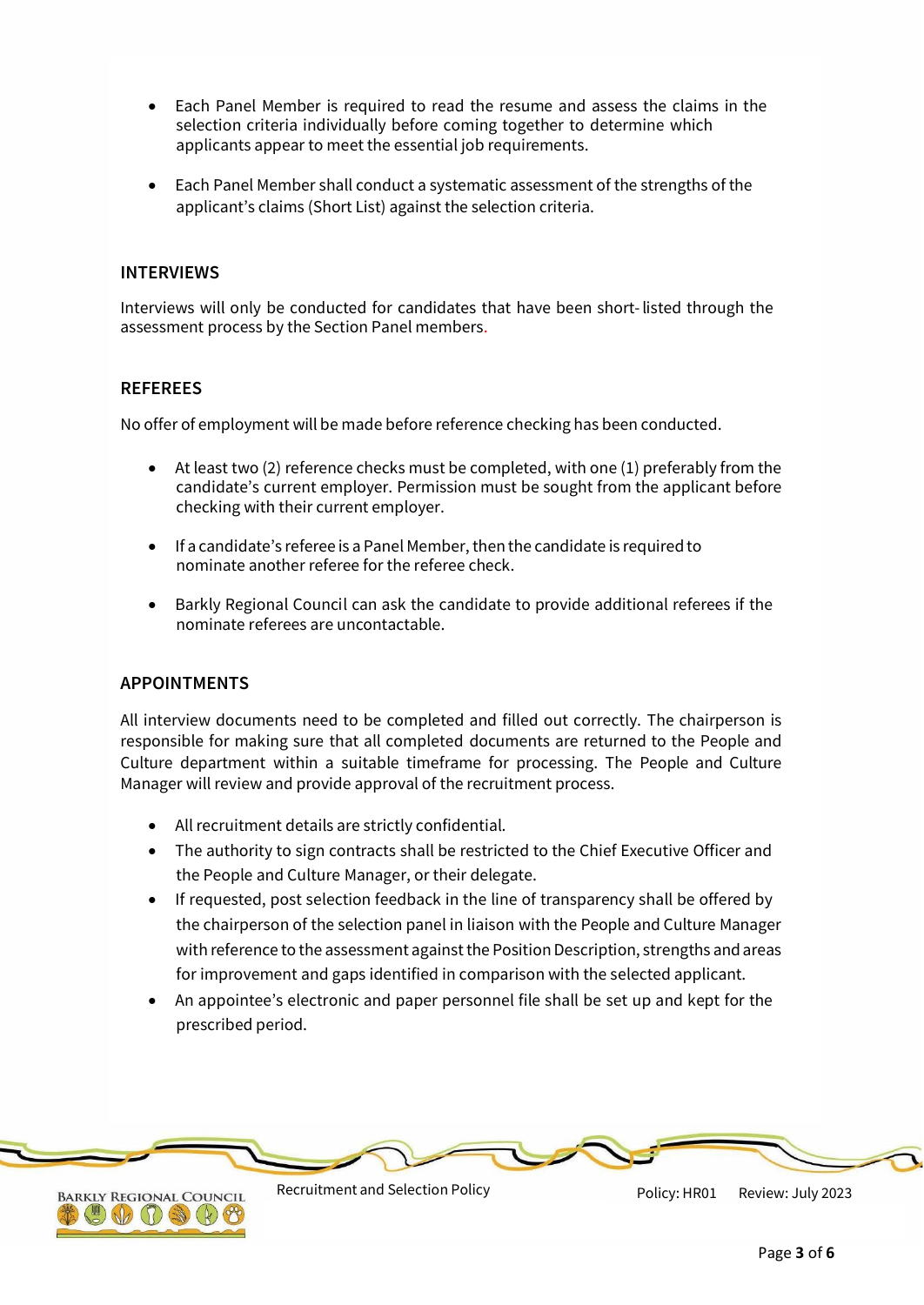- Each Panel Member is required to read the resume and assess the claims in the selection criteria individually before coming together to determine which applicants appear to meet the essential job requirements.

- Each Panel Member shall conduct a systematic assessment of the strengths of the applicant's claims (Short List) against the selection criteria.

## INTERVIEWS

Interviews will only be conducted for candidates that have been short- listed through the assessment process by the Section Panel members.

## REFEREES

No offer of employment will be made before reference checking has been conducted.

- At least two (2) reference checks must be completed, with one (1) preferably from the candidate's current employer. Permission must be sought from the applicant before checking with their current employer.

- If a candidate's referee is a Panel Member, then the candidate is required to nominate another referee for the referee check.

- Barkly Regional Council can ask the candidate to provide additional referees if the nominate referees are uncontactable.

## APPOINTMENTS

All interview documents need to be completed and filled out correctly. The chairperson is responsible for making sure that all completed documents are returned to the People and Culture department within a suitable timeframe for processing. The People and Culture Manager will review and provide approval of the recruitment process.

- All recruitment details are strictly confidential.
- The authority to sign contracts shall be restricted to the Chief Executive Officer and the People and Culture Manager, or their delegate.
- If requested, post selection feedback in the line of transparency shall be offered by the chairperson of the selection panel in liaison with the People and Culture Manager with reference to the assessment against the Position Description, strengths and areas for improvement and gaps identified in comparison with the selected applicant.
- An appointee's electronic and paper personnel file shall be set up and kept for the prescribed period.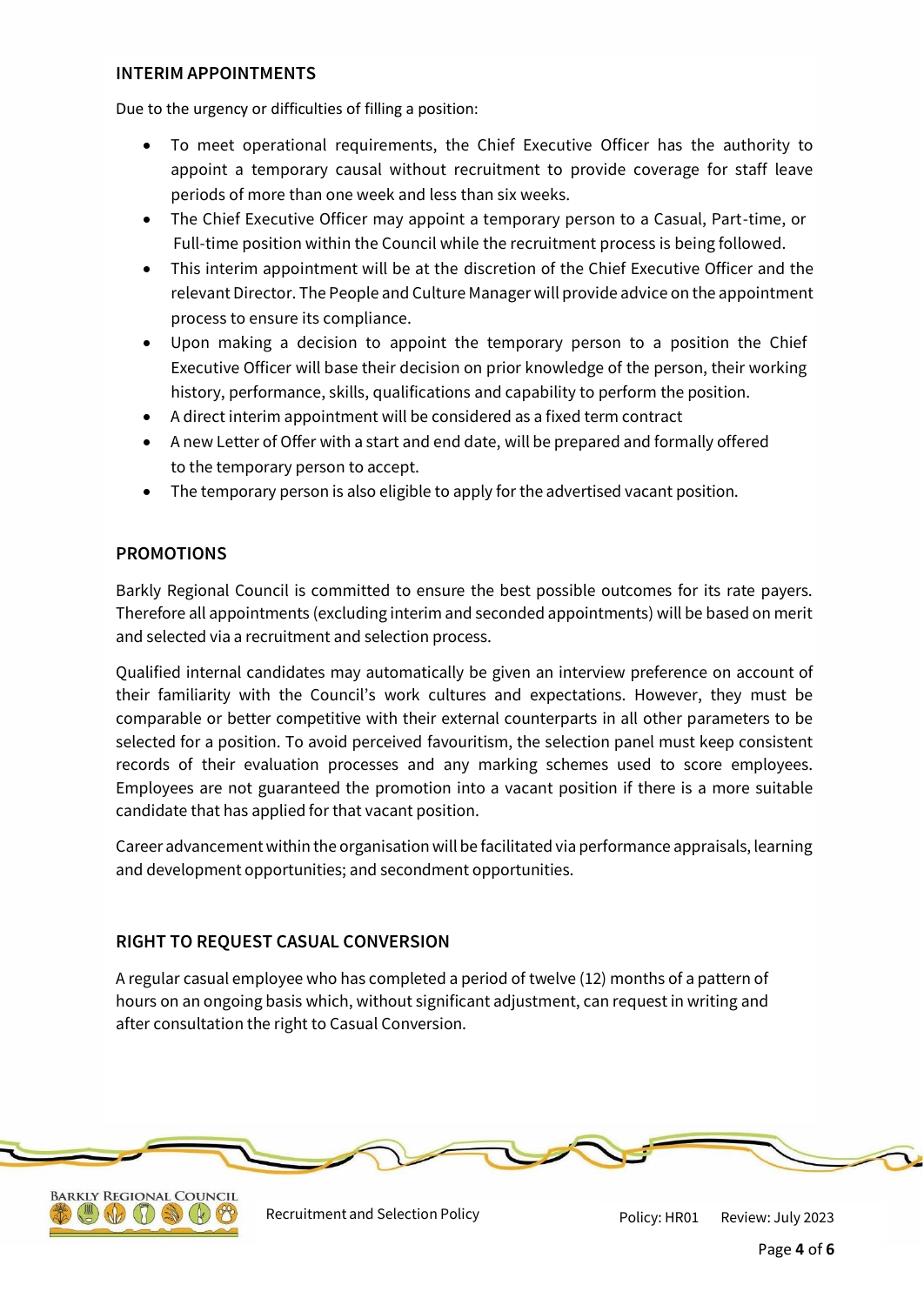## INTERIM APPOINTMENTS

Due to the urgency or difficulties of filling a position:

- To meet operational requirements, the Chief Executive Officer has the authority to appoint a temporary causal without recruitment to provide coverage for staff leave periods of more than one week and less than six weeks.
- The Chief Executive Officer may appoint a temporary person to a Casual, Part-time, or Full-time position within the Council while the recruitment process is being followed.
- This interim appointment will be at the discretion of the Chief Executive Officer and the relevant Director. The People and Culture Manager will provide advice on the appointment process to ensure its compliance.
- Upon making a decision to appoint the temporary person to a position the Chief Executive Officer will base their decision on prior knowledge of the person, their working history, performance, skills, qualifications and capability to perform the position.
- A direct interim appointment will be considered as a fixed term contract
- A new Letter of Offer with a start and end date, will be prepared and formally offered to the temporary person to accept.
- The temporary person is also eligible to apply for the advertised vacant position.

## PROMOTIONS

Barkly Regional Council is committed to ensure the best possible outcomes for its rate payers. Therefore all appointments (excluding interim and seconded appointments) will be based on merit and selected via a recruitment and selection process.

Qualified internal candidates may automatically be given an interview preference on account of their familiarity with the Council's work cultures and expectations. However, they must be comparable or better competitive with their external counterparts in all other parameters to be selected for a position. To avoid perceived favouritism, the selection panel must keep consistent records of their evaluation processes and any marking schemes used to score employees. Employees are not guaranteed the promotion into a vacant position if there is a more suitable candidate that has applied for that vacant position.

Career advancement within the organisation will be facilitated via performance appraisals, learning and development opportunities; and secondment opportunities.

## RIGHT TO REQUEST CASUAL CONVERSION

A regular casual employee who has completed a period of twelve (12) months of a pattern of hours on an ongoing basis which, without significant adjustment, can request in writing and after consultation the right to Casual Conversion.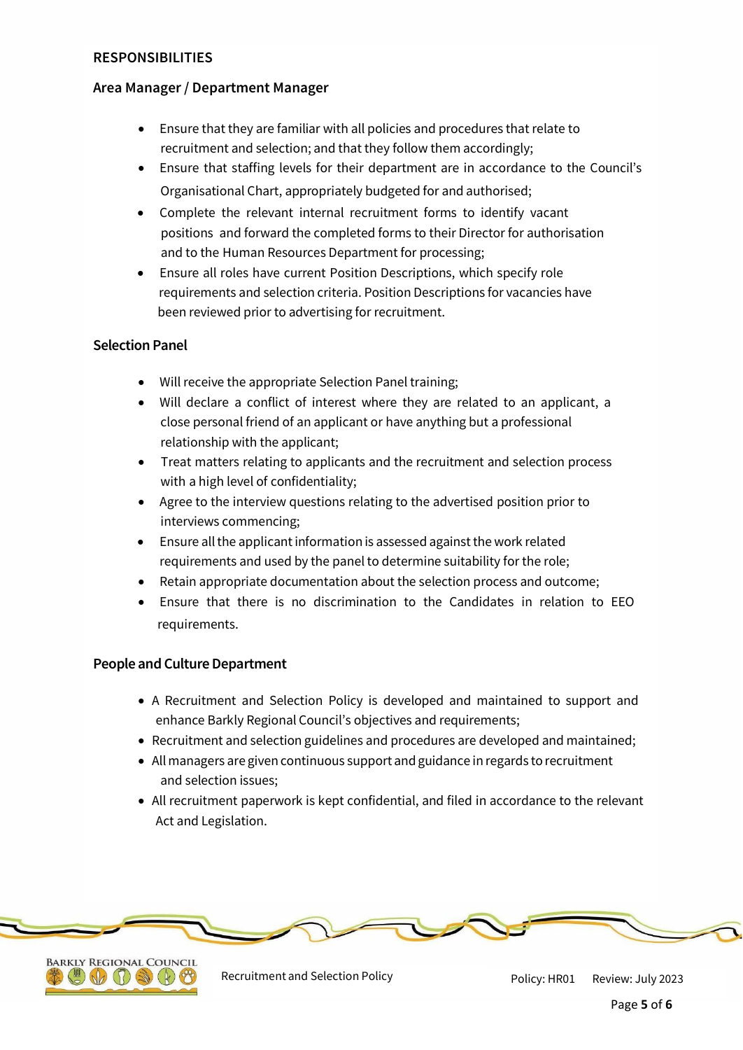## RESPONSIBILITIES

### Area Manager / Department Manager

- Ensure that they are familiar with all policies and procedures that relate to recruitment and selection; and that they follow them accordingly;
- Ensure that staffing levels for their department are in accordance to the Council's Organisational Chart, appropriately budgeted for and authorised;
- Complete the relevant internal recruitment forms to identify vacant positions and forward the completed forms to their Director for authorisation and to the Human Resources Department for processing;
- Ensure all roles have current Position Descriptions, which specify role requirements and selection criteria. Position Descriptions for vacancies have been reviewed prior to advertising for recruitment.

### Selection Panel

- Will receive the appropriate Selection Panel training;
- Will declare a conflict of interest where they are related to an applicant, a close personal friend of an applicant or have anything but a professional relationship with the applicant;
- Treat matters relating to applicants and the recruitment and selection process with a high level of confidentiality;
- Agree to the interview questions relating to the advertised position prior to interviews commencing;
- Ensure all the applicant information is assessed against the work related requirements and used by the panel to determine suitability for the role;
- Retain appropriate documentation about the selection process and outcome;
- Ensure that there is no discrimination to the Candidates in relation to EEO requirements.

### People and Culture Department

- A Recruitment and Selection Policy is developed and maintained to support and enhance Barkly Regional Council's objectives and requirements;
- Recruitment and selection guidelines and procedures are developed and maintained;
- All managers are given continuous support and guidance in regards to recruitment and selection issues;
- All recruitment paperwork is kept confidential, and filed in accordance to the relevant Act and Legislation.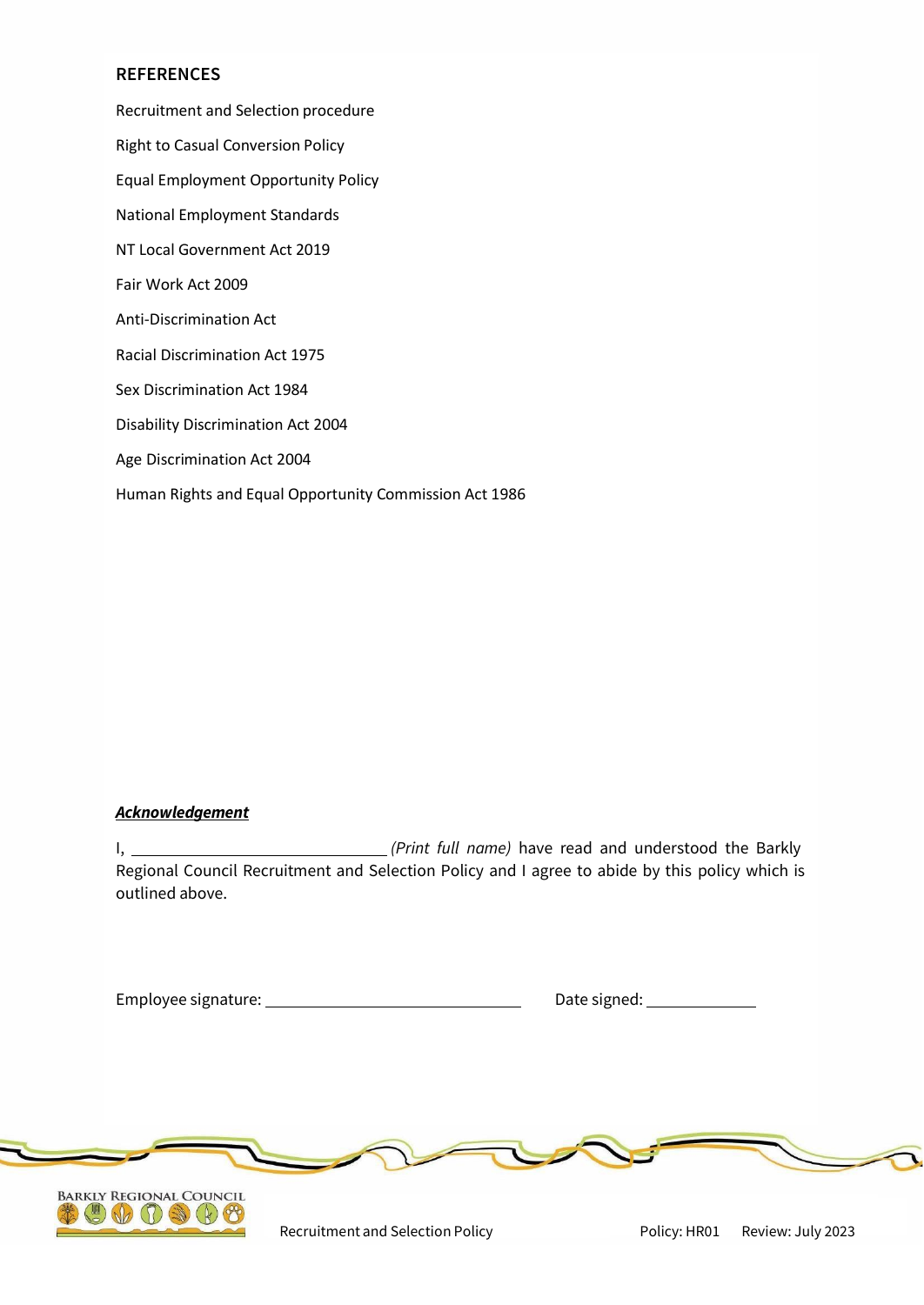## REFERENCES

Recruitment and Selection procedure

Right to Casual Conversion Policy

Equal Employment Opportunity Policy

National Employment Standards

NT Local Government Act 2019

Fair Work Act 2009

Anti-Discrimination Act

Racial Discrimination Act 1975

Sex Discrimination Act 1984

Disability Discrimination Act 2004

Age Discrimination Act 2004

Human Rights and Equal Opportunity Commission Act 1986

***Acknowledgement***

I, ______________________________ *(Print full name)* have read and understood the Barkly Regional Council Recruitment and Selection Policy and I agree to abide by this policy which is outlined above.

Employee signature: ______________________________ Date signed: _____________